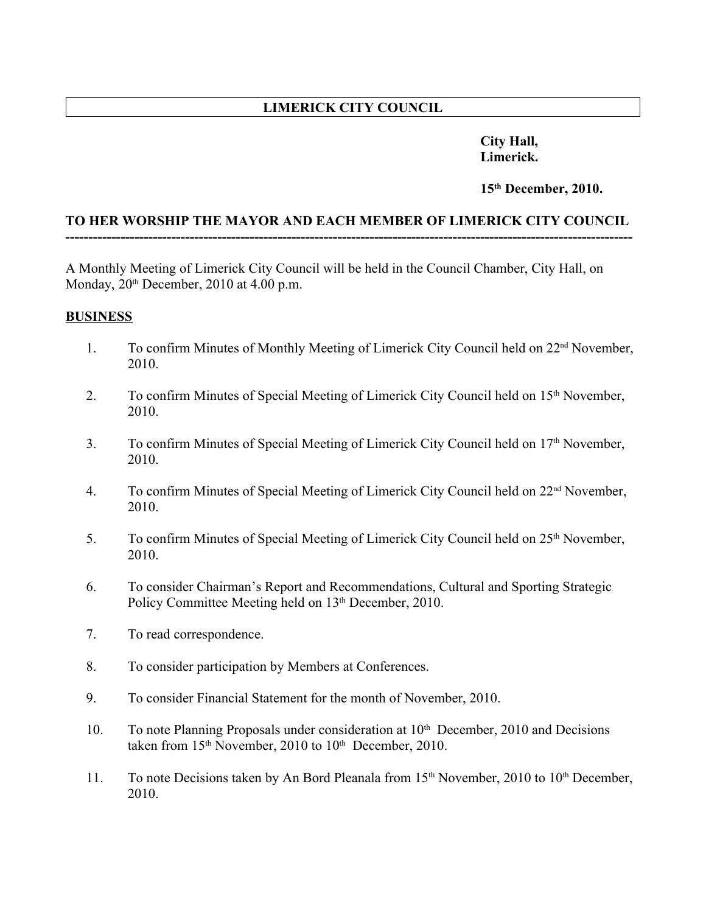# LIMERICK CITY COUNCIL

**City Hall,**
**Limerick.**

**15th December, 2010.**

**TO HER WORSHIP THE MAYOR AND EACH MEMBER OF LIMERICK CITY COUNCIL**

---

A Monthly Meeting of Limerick City Council will be held in the Council Chamber, City Hall, on Monday, 20th December, 2010 at 4.00 p.m.

## BUSINESS

1. To confirm Minutes of Monthly Meeting of Limerick City Council held on 22nd November, 2010.

2. To confirm Minutes of Special Meeting of Limerick City Council held on 15th November, 2010.

3. To confirm Minutes of Special Meeting of Limerick City Council held on 17th November, 2010.

4. To confirm Minutes of Special Meeting of Limerick City Council held on 22nd November, 2010.

5. To confirm Minutes of Special Meeting of Limerick City Council held on 25th November, 2010.

6. To consider Chairman's Report and Recommendations, Cultural and Sporting Strategic Policy Committee Meeting held on 13th December, 2010.

7. To read correspondence.

8. To consider participation by Members at Conferences.

9. To consider Financial Statement for the month of November, 2010.

10. To note Planning Proposals under consideration at 10th December, 2010 and Decisions taken from 15th November, 2010 to 10th December, 2010.

11. To note Decisions taken by An Bord Pleanala from 15th November, 2010 to 10th December, 2010.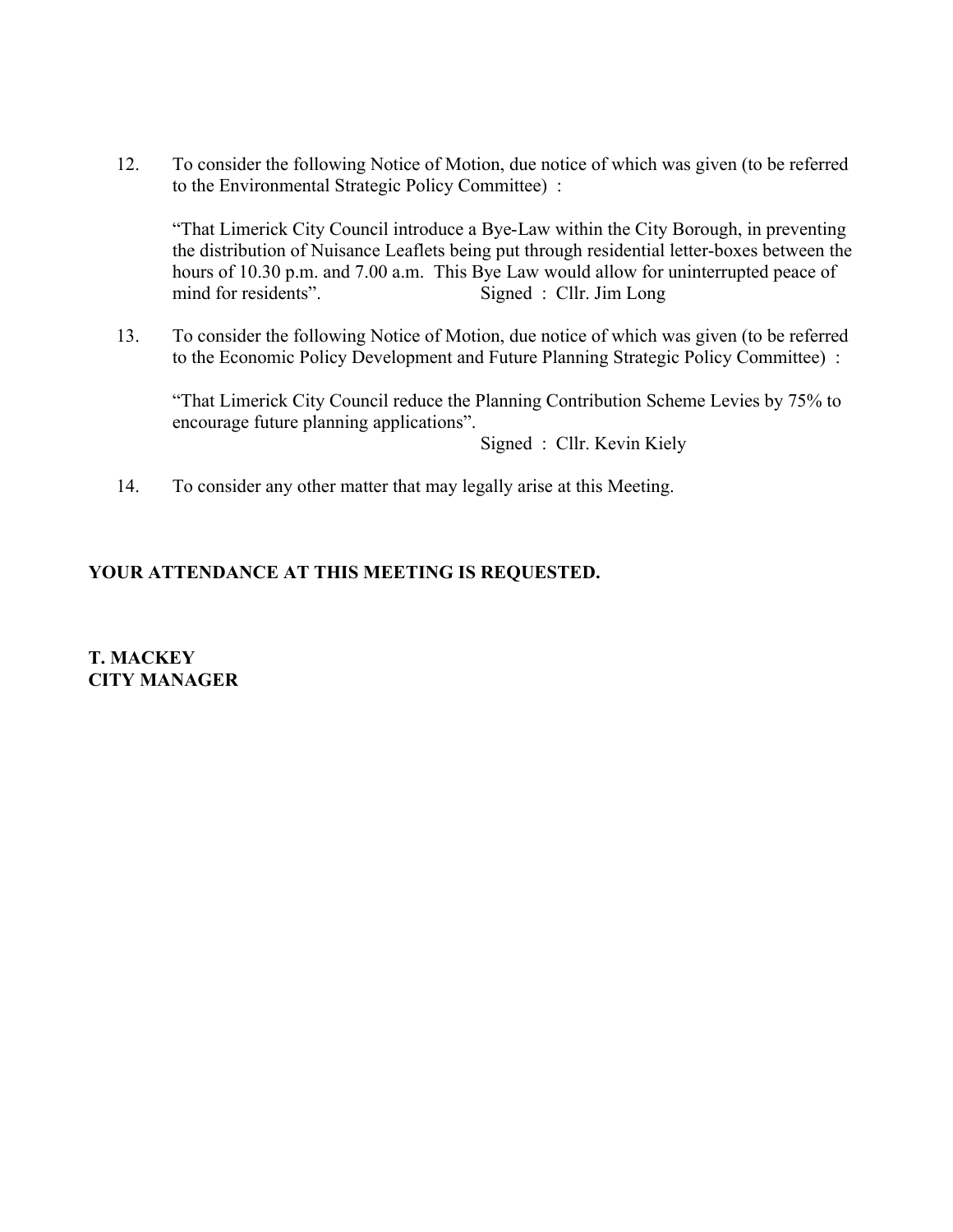12. To consider the following Notice of Motion, due notice of which was given (to be referred to the Environmental Strategic Policy Committee) :

    "That Limerick City Council introduce a Bye-Law within the City Borough, in preventing the distribution of Nuisance Leaflets being put through residential letter-boxes between the hours of 10.30 p.m. and 7.00 a.m. This Bye Law would allow for uninterrupted peace of mind for residents". Signed : Cllr. Jim Long

13. To consider the following Notice of Motion, due notice of which was given (to be referred to the Economic Policy Development and Future Planning Strategic Policy Committee) :

    "That Limerick City Council reduce the Planning Contribution Scheme Levies by 75% to encourage future planning applications".

    Signed : Cllr. Kevin Kiely

14. To consider any other matter that may legally arise at this Meeting.

**YOUR ATTENDANCE AT THIS MEETING IS REQUESTED.**

**T. MACKEY**
**CITY MANAGER**